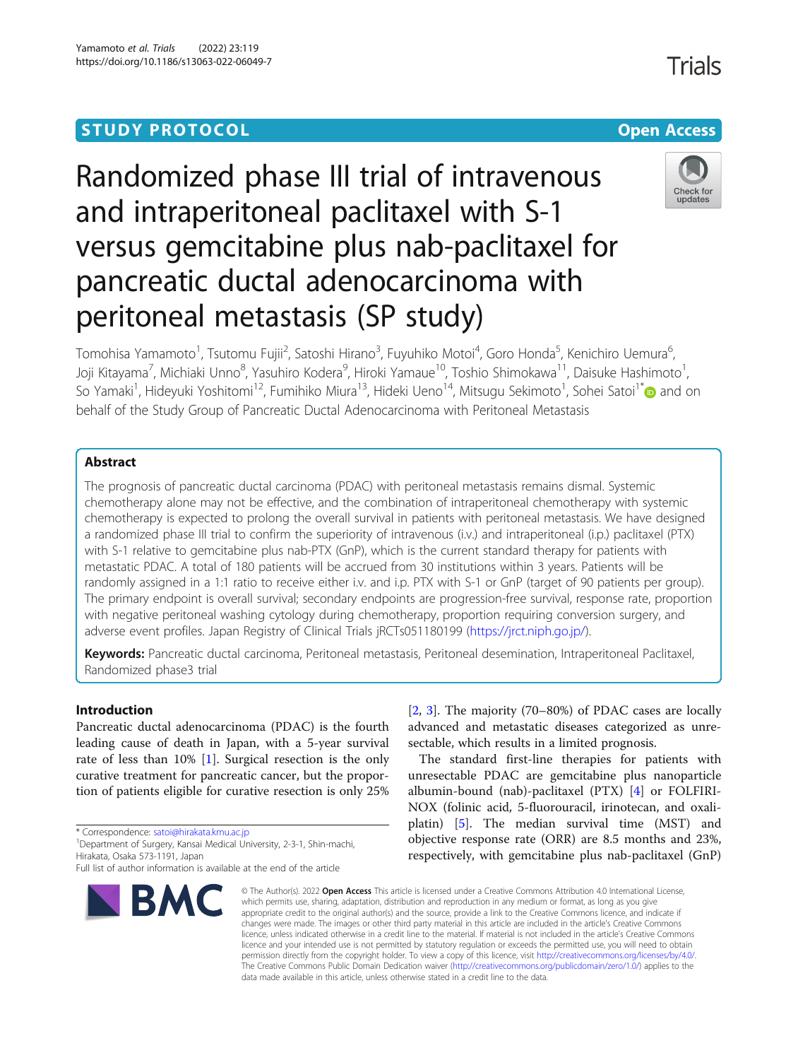STUDY PROTOCOL

Open Access

# Randomized phase III trial of intravenous and intraperitoneal paclitaxel with S-1 versus gemcitabine plus nab-paclitaxel for pancreatic ductal adenocarcinoma with peritoneal metastasis (SP study)

Tomohisa Yamamoto[1], Tsutomu Fujii[2], Satoshi Hirano[3], Fuyuhiko Motoi[4], Goro Honda[5], Kenichiro Uemura[6], Joji Kitayama[7], Michiaki Unno[8], Yasuhiro Kodera[9], Hiroki Yamaue[10], Toshio Shimokawa[11], Daisuke Hashimoto[1], So Yamaki[1], Hideyuki Yoshitomi[12], Fumihiko Miura[13], Hideki Ueno[14], Mitsugu Sekimoto[1], Sohei Satoi[1*] and on behalf of the Study Group of Pancreatic Ductal Adenocarcinoma with Peritoneal Metastasis

## Abstract

The prognosis of pancreatic ductal carcinoma (PDAC) with peritoneal metastasis remains dismal. Systemic chemotherapy alone may not be effective, and the combination of intraperitoneal chemotherapy with systemic chemotherapy is expected to prolong the overall survival in patients with peritoneal metastasis. We have designed a randomized phase III trial to confirm the superiority of intravenous (i.v.) and intraperitoneal (i.p.) paclitaxel (PTX) with S-1 relative to gemcitabine plus nab-PTX (GnP), which is the current standard therapy for patients with metastatic PDAC. A total of 180 patients will be accrued from 30 institutions within 3 years. Patients will be randomly assigned in a 1:1 ratio to receive either i.v. and i.p. PTX with S-1 or GnP (target of 90 patients per group). The primary endpoint is overall survival; secondary endpoints are progression-free survival, response rate, proportion with negative peritoneal washing cytology during chemotherapy, proportion requiring conversion surgery, and adverse event profiles. Japan Registry of Clinical Trials jRCTs051180199 (https://jrct.niph.go.jp/).

**Keywords:** Pancreatic ductal carcinoma, Peritoneal metastasis, Peritoneal desemination, Intraperitoneal Paclitaxel, Randomized phase3 trial

## Introduction

Pancreatic ductal adenocarcinoma (PDAC) is the fourth leading cause of death in Japan, with a 5-year survival rate of less than 10% [1]. Surgical resection is the only curative treatment for pancreatic cancer, but the proportion of patients eligible for curative resection is only 25% [2, 3]. The majority (70–80%) of PDAC cases are locally advanced and metastatic diseases categorized as unresectable, which results in a limited prognosis.

The standard first-line therapies for patients with unresectable PDAC are gemcitabine plus nanoparticle albumin-bound (nab)-paclitaxel (PTX) [4] or FOLFIRINOX (folinic acid, 5-fluorouracil, irinotecan, and oxaliplatin) [5]. The median survival time (MST) and objective response rate (ORR) are 8.5 months and 23%, respectively, with gemcitabine plus nab-paclitaxel (GnP)

\* Correspondence: satoi@hirakata.kmu.ac.jp
[1]Department of Surgery, Kansai Medical University, 2-3-1, Shin-machi, Hirakata, Osaka 573-1191, Japan
Full list of author information is available at the end of the article

© The Author(s). 2022 **Open Access** This article is licensed under a Creative Commons Attribution 4.0 International License, which permits use, sharing, adaptation, distribution and reproduction in any medium or format, as long as you give appropriate credit to the original author(s) and the source, provide a link to the Creative Commons licence, and indicate if changes were made. The images or other third party material in this article are included in the article's Creative Commons licence, unless indicated otherwise in a credit line to the material. If material is not included in the article's Creative Commons licence and your intended use is not permitted by statutory regulation or exceeds the permitted use, you will need to obtain permission directly from the copyright holder. To view a copy of this licence, visit http://creativecommons.org/licenses/by/4.0/. The Creative Commons Public Domain Dedication waiver (http://creativecommons.org/publicdomain/zero/1.0/) applies to the data made available in this article, unless otherwise stated in a credit line to the data.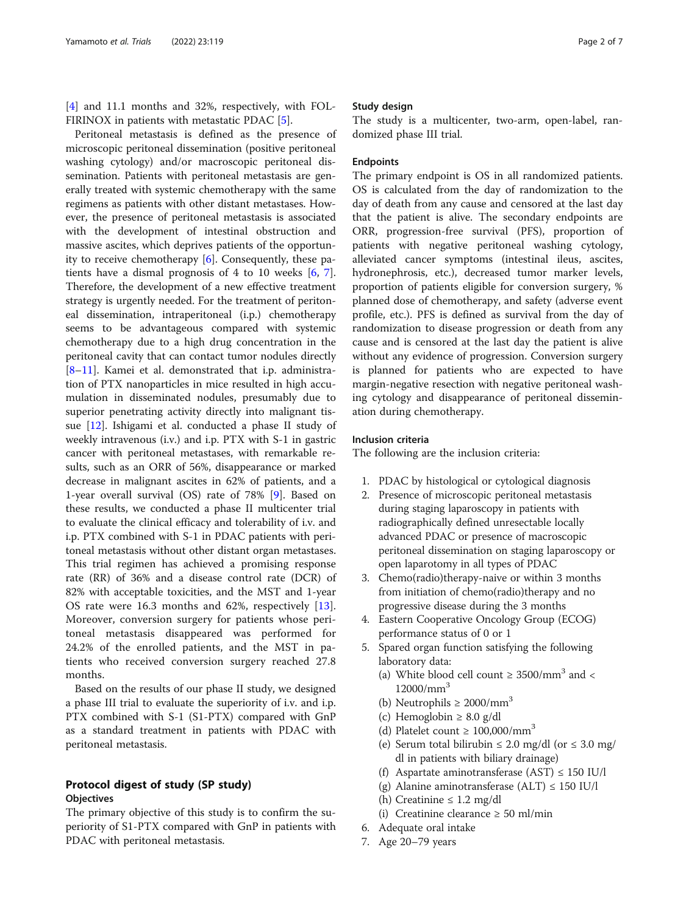[4] and 11.1 months and 32%, respectively, with FOLFIRINOX in patients with metastatic PDAC [5].

Peritoneal metastasis is defined as the presence of microscopic peritoneal dissemination (positive peritoneal washing cytology) and/or macroscopic peritoneal dissemination. Patients with peritoneal metastasis are generally treated with systemic chemotherapy with the same regimens as patients with other distant metastases. However, the presence of peritoneal metastasis is associated with the development of intestinal obstruction and massive ascites, which deprives patients of the opportunity to receive chemotherapy [6]. Consequently, these patients have a dismal prognosis of 4 to 10 weeks [6, 7]. Therefore, the development of a new effective treatment strategy is urgently needed. For the treatment of peritoneal dissemination, intraperitoneal (i.p.) chemotherapy seems to be advantageous compared with systemic chemotherapy due to a high drug concentration in the peritoneal cavity that can contact tumor nodules directly [8–11]. Kamei et al. demonstrated that i.p. administration of PTX nanoparticles in mice resulted in high accumulation in disseminated nodules, presumably due to superior penetrating activity directly into malignant tissue [12]. Ishigami et al. conducted a phase II study of weekly intravenous (i.v.) and i.p. PTX with S-1 in gastric cancer with peritoneal metastases, with remarkable results, such as an ORR of 56%, disappearance or marked decrease in malignant ascites in 62% of patients, and a 1-year overall survival (OS) rate of 78% [9]. Based on these results, we conducted a phase II multicenter trial to evaluate the clinical efficacy and tolerability of i.v. and i.p. PTX combined with S-1 in PDAC patients with peritoneal metastasis without other distant organ metastases. This trial regimen has achieved a promising response rate (RR) of 36% and a disease control rate (DCR) of 82% with acceptable toxicities, and the MST and 1-year OS rate were 16.3 months and 62%, respectively [13]. Moreover, conversion surgery for patients whose peritoneal metastasis disappeared was performed for 24.2% of the enrolled patients, and the MST in patients who received conversion surgery reached 27.8 months.

Based on the results of our phase II study, we designed a phase III trial to evaluate the superiority of i.v. and i.p. PTX combined with S-1 (S1-PTX) compared with GnP as a standard treatment in patients with PDAC with peritoneal metastasis.

## Protocol digest of study (SP study)

### Objectives

The primary objective of this study is to confirm the superiority of S1-PTX compared with GnP in patients with PDAC with peritoneal metastasis.

### Study design

The study is a multicenter, two-arm, open-label, randomized phase III trial.

### Endpoints

The primary endpoint is OS in all randomized patients. OS is calculated from the day of randomization to the day of death from any cause and censored at the last day that the patient is alive. The secondary endpoints are ORR, progression-free survival (PFS), proportion of patients with negative peritoneal washing cytology, alleviated cancer symptoms (intestinal ileus, ascites, hydronephrosis, etc.), decreased tumor marker levels, proportion of patients eligible for conversion surgery, % planned dose of chemotherapy, and safety (adverse event profile, etc.). PFS is defined as survival from the day of randomization to disease progression or death from any cause and is censored at the last day the patient is alive without any evidence of progression. Conversion surgery is planned for patients who are expected to have margin-negative resection with negative peritoneal washing cytology and disappearance of peritoneal dissemination during chemotherapy.

### Inclusion criteria

The following are the inclusion criteria:

1. PDAC by histological or cytological diagnosis
2. Presence of microscopic peritoneal metastasis during staging laparoscopy in patients with radiographically defined unresectable locally advanced PDAC or presence of macroscopic peritoneal dissemination on staging laparoscopy or open laparotomy in all types of PDAC
3. Chemo(radio)therapy-naive or within 3 months from initiation of chemo(radio)therapy and no progressive disease during the 3 months
4. Eastern Cooperative Oncology Group (ECOG) performance status of 0 or 1
5. Spared organ function satisfying the following laboratory data:
   (a) White blood cell count ≥ 3500/mm$^3$ and < 12000/mm$^3$
   (b) Neutrophils ≥ 2000/mm$^3$
   (c) Hemoglobin ≥ 8.0 g/dl
   (d) Platelet count ≥ 100,000/mm$^3$
   (e) Serum total bilirubin ≤ 2.0 mg/dl (or ≤ 3.0 mg/dl in patients with biliary drainage)
   (f) Aspartate aminotransferase (AST) ≤ 150 IU/l
   (g) Alanine aminotransferase (ALT) ≤ 150 IU/l
   (h) Creatinine ≤ 1.2 mg/dl
   (i) Creatinine clearance ≥ 50 ml/min
6. Adequate oral intake
7. Age 20–79 years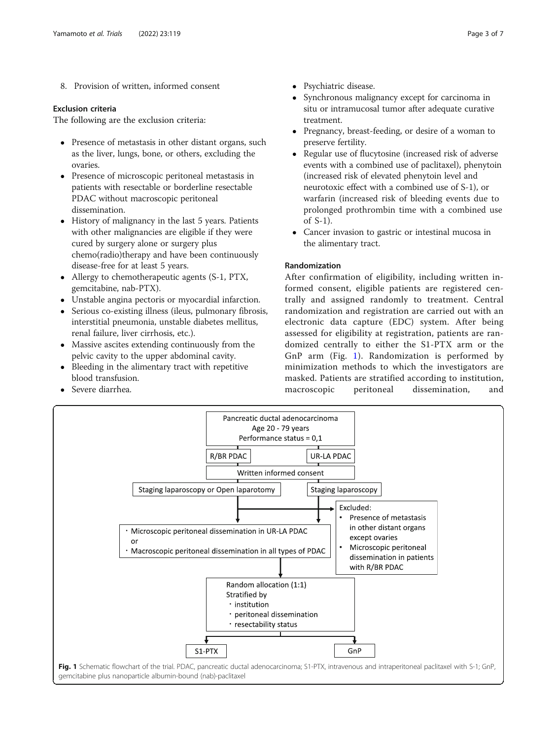8. Provision of written, informed consent

### Exclusion criteria

The following are the exclusion criteria:

- Presence of metastasis in other distant organs, such as the liver, lungs, bone, or others, excluding the ovaries.
- Presence of microscopic peritoneal metastasis in patients with resectable or borderline resectable PDAC without macroscopic peritoneal dissemination.
- History of malignancy in the last 5 years. Patients with other malignancies are eligible if they were cured by surgery alone or surgery plus chemo(radio)therapy and have been continuously disease-free for at least 5 years.
- Allergy to chemotherapeutic agents (S-1, PTX, gemcitabine, nab-PTX).
- Unstable angina pectoris or myocardial infarction.
- Serious co-existing illness (ileus, pulmonary fibrosis, interstitial pneumonia, unstable diabetes mellitus, renal failure, liver cirrhosis, etc.).
- Massive ascites extending continuously from the pelvic cavity to the upper abdominal cavity.
- Bleeding in the alimentary tract with repetitive blood transfusion.
- Severe diarrhea.
- Psychiatric disease.
- Synchronous malignancy except for carcinoma in situ or intramucosal tumor after adequate curative treatment.
- Pregnancy, breast-feeding, or desire of a woman to preserve fertility.
- Regular use of flucytosine (increased risk of adverse events with a combined use of paclitaxel), phenytoin (increased risk of elevated phenytoin level and neurotoxic effect with a combined use of S-1), or warfarin (increased risk of bleeding events due to prolonged prothrombin time with a combined use of S-1).
- Cancer invasion to gastric or intestinal mucosa in the alimentary tract.

### Randomization

After confirmation of eligibility, including written informed consent, eligible patients are registered centrally and assigned randomly to treatment. Central randomization and registration are carried out with an electronic data capture (EDC) system. After being assessed for eligibility at registration, patients are randomized centrally to either the S1-PTX arm or the GnP arm (Fig. 1). Randomization is performed by minimization methods to which the investigators are masked. Patients are stratified according to institution, macroscopic peritoneal dissemination, and

Pancreatic ductal adenocarcinoma
Age 20 - 79 years
Performance status = 0,1

R/BR PDAC | UR-LA PDAC

Written informed consent

Staging laparoscopy or Open laparotomy | Staging laparoscopy

Excluded:
- Presence of metastasis in other distant organs except ovaries
- Microscopic peritoneal dissemination in patients with R/BR PDAC

- Microscopic peritoneal dissemination in UR-LA PDAC or
- Macroscopic peritoneal dissemination in all types of PDAC

Random allocation (1:1)
Stratified by
- institution
- peritoneal dissemination
- resectability status

S1-PTX | GnP

**Fig. 1** Schematic flowchart of the trial. PDAC, pancreatic ductal adenocarcinoma; S1-PTX, intravenous and intraperitoneal paclitaxel with S-1; GnP, gemcitabine plus nanoparticle albumin-bound (nab)-paclitaxel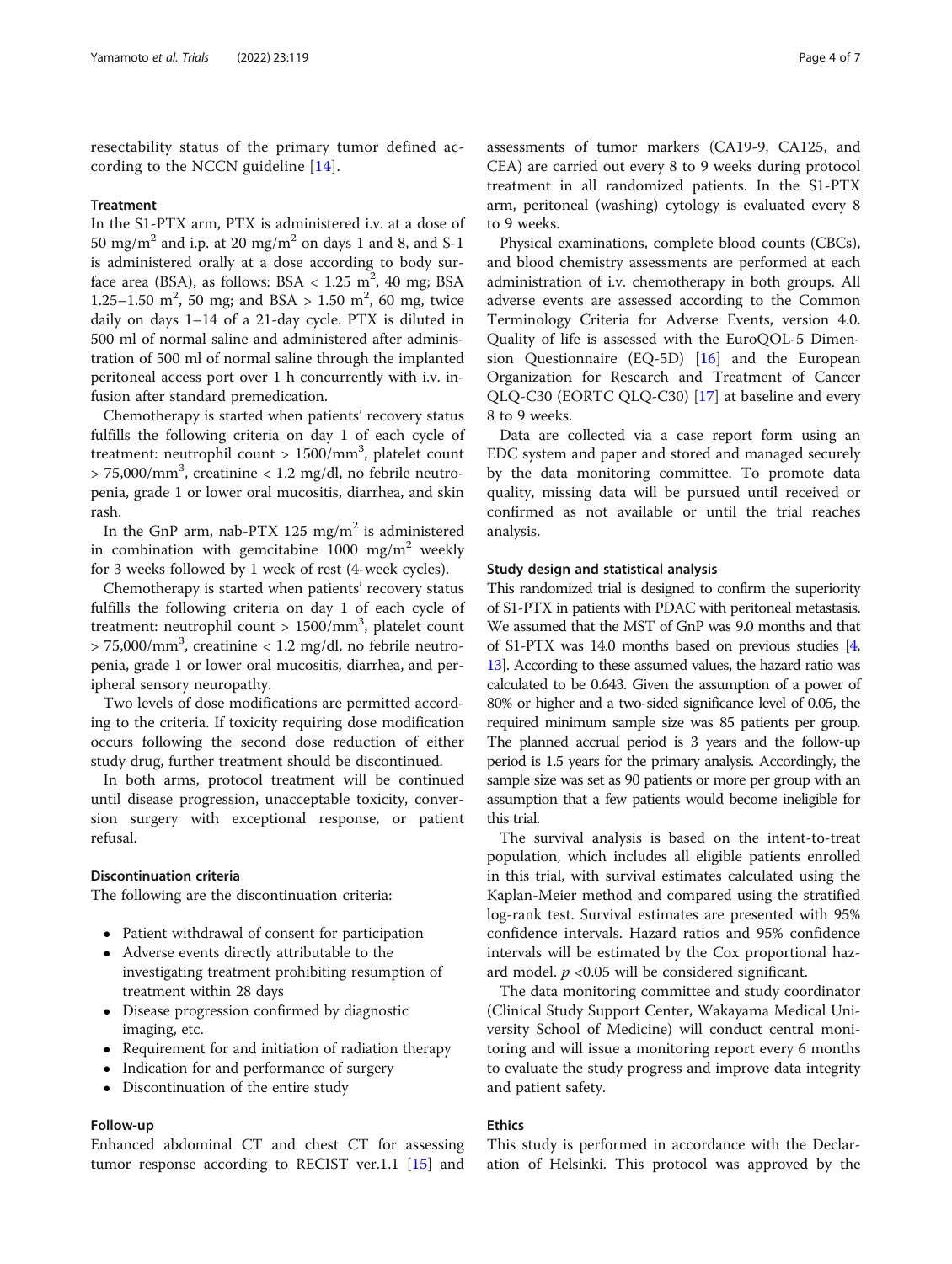resectability status of the primary tumor defined according to the NCCN guideline [14].

### Treatment

In the S1-PTX arm, PTX is administered i.v. at a dose of 50 mg/$m^2$ and i.p. at 20 mg/$m^2$ on days 1 and 8, and S-1 is administered orally at a dose according to body surface area (BSA), as follows: BSA < 1.25 $m^2$, 40 mg; BSA 1.25–1.50 $m^2$, 50 mg; and BSA > 1.50 $m^2$, 60 mg, twice daily on days 1–14 of a 21-day cycle. PTX is diluted in 500 ml of normal saline and administered after administration of 500 ml of normal saline through the implanted peritoneal access port over 1 h concurrently with i.v. infusion after standard premedication.

Chemotherapy is started when patients' recovery status fulfills the following criteria on day 1 of each cycle of treatment: neutrophil count > 1500/$mm^3$, platelet count > 75,000/$mm^3$, creatinine < 1.2 mg/dl, no febrile neutropenia, grade 1 or lower oral mucositis, diarrhea, and skin rash.

In the GnP arm, nab-PTX 125 mg/$m^2$ is administered in combination with gemcitabine 1000 mg/$m^2$ weekly for 3 weeks followed by 1 week of rest (4-week cycles).

Chemotherapy is started when patients' recovery status fulfills the following criteria on day 1 of each cycle of treatment: neutrophil count > 1500/$mm^3$, platelet count > 75,000/$mm^3$, creatinine < 1.2 mg/dl, no febrile neutropenia, grade 1 or lower oral mucositis, diarrhea, and peripheral sensory neuropathy.

Two levels of dose modifications are permitted according to the criteria. If toxicity requiring dose modification occurs following the second dose reduction of either study drug, further treatment should be discontinued.

In both arms, protocol treatment will be continued until disease progression, unacceptable toxicity, conversion surgery with exceptional response, or patient refusal.

### Discontinuation criteria

The following are the discontinuation criteria:

- Patient withdrawal of consent for participation
- Adverse events directly attributable to the investigating treatment prohibiting resumption of treatment within 28 days
- Disease progression confirmed by diagnostic imaging, etc.
- Requirement for and initiation of radiation therapy
- Indication for and performance of surgery
- Discontinuation of the entire study

### Follow-up

Enhanced abdominal CT and chest CT for assessing tumor response according to RECIST ver.1.1 [15] and assessments of tumor markers (CA19-9, CA125, and CEA) are carried out every 8 to 9 weeks during protocol treatment in all randomized patients. In the S1-PTX arm, peritoneal (washing) cytology is evaluated every 8 to 9 weeks.

Physical examinations, complete blood counts (CBCs), and blood chemistry assessments are performed at each administration of i.v. chemotherapy in both groups. All adverse events are assessed according to the Common Terminology Criteria for Adverse Events, version 4.0. Quality of life is assessed with the EuroQOL-5 Dimension Questionnaire (EQ-5D) [16] and the European Organization for Research and Treatment of Cancer QLQ-C30 (EORTC QLQ-C30) [17] at baseline and every 8 to 9 weeks.

Data are collected via a case report form using an EDC system and paper and stored and managed securely by the data monitoring committee. To promote data quality, missing data will be pursued until received or confirmed as not available or until the trial reaches analysis.

### Study design and statistical analysis

This randomized trial is designed to confirm the superiority of S1-PTX in patients with PDAC with peritoneal metastasis. We assumed that the MST of GnP was 9.0 months and that of S1-PTX was 14.0 months based on previous studies [4, 13]. According to these assumed values, the hazard ratio was calculated to be 0.643. Given the assumption of a power of 80% or higher and a two-sided significance level of 0.05, the required minimum sample size was 85 patients per group. The planned accrual period is 3 years and the follow-up period is 1.5 years for the primary analysis. Accordingly, the sample size was set as 90 patients or more per group with an assumption that a few patients would become ineligible for this trial.

The survival analysis is based on the intent-to-treat population, which includes all eligible patients enrolled in this trial, with survival estimates calculated using the Kaplan-Meier method and compared using the stratified log-rank test. Survival estimates are presented with 95% confidence intervals. Hazard ratios and 95% confidence intervals will be estimated by the Cox proportional hazard model. $p < 0.05$ will be considered significant.

The data monitoring committee and study coordinator (Clinical Study Support Center, Wakayama Medical University School of Medicine) will conduct central monitoring and will issue a monitoring report every 6 months to evaluate the study progress and improve data integrity and patient safety.

### Ethics

This study is performed in accordance with the Declaration of Helsinki. This protocol was approved by the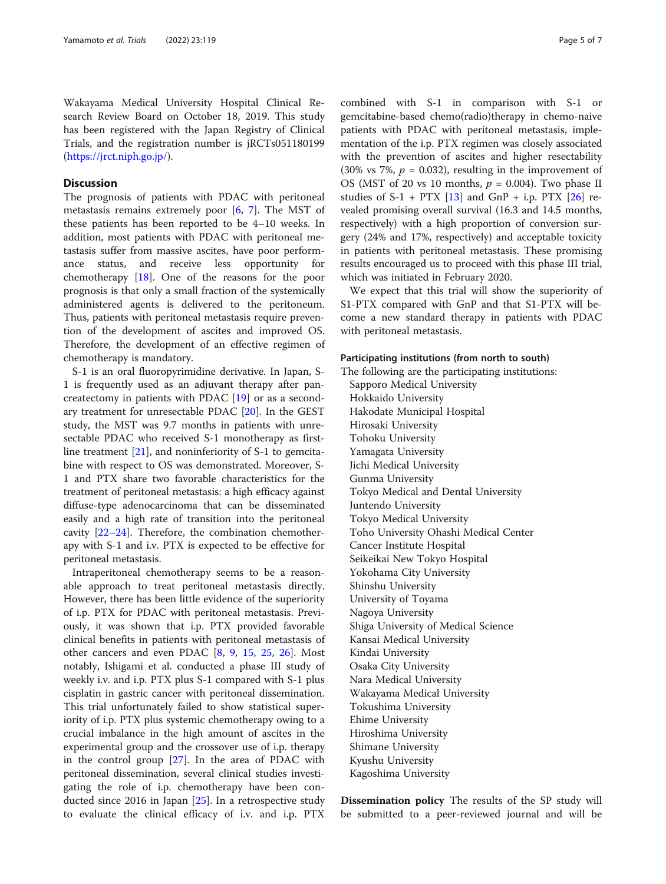Wakayama Medical University Hospital Clinical Research Review Board on October 18, 2019. This study has been registered with the Japan Registry of Clinical Trials, and the registration number is jRCTs051180199 (https://jrct.niph.go.jp/).

## Discussion

The prognosis of patients with PDAC with peritoneal metastasis remains extremely poor [6, 7]. The MST of these patients has been reported to be 4–10 weeks. In addition, most patients with PDAC with peritoneal metastasis suffer from massive ascites, have poor performance status, and receive less opportunity for chemotherapy [18]. One of the reasons for the poor prognosis is that only a small fraction of the systemically administered agents is delivered to the peritoneum. Thus, patients with peritoneal metastasis require prevention of the development of ascites and improved OS. Therefore, the development of an effective regimen of chemotherapy is mandatory.

S-1 is an oral fluoropyrimidine derivative. In Japan, S-1 is frequently used as an adjuvant therapy after pancreatectomy in patients with PDAC [19] or as a secondary treatment for unresectable PDAC [20]. In the GEST study, the MST was 9.7 months in patients with unresectable PDAC who received S-1 monotherapy as first-line treatment [21], and noninferiority of S-1 to gemcitabine with respect to OS was demonstrated. Moreover, S-1 and PTX share two favorable characteristics for the treatment of peritoneal metastasis: a high efficacy against diffuse-type adenocarcinoma that can be disseminated easily and a high rate of transition into the peritoneal cavity [22–24]. Therefore, the combination chemotherapy with S-1 and i.v. PTX is expected to be effective for peritoneal metastasis.

Intraperitoneal chemotherapy seems to be a reasonable approach to treat peritoneal metastasis directly. However, there has been little evidence of the superiority of i.p. PTX for PDAC with peritoneal metastasis. Previously, it was shown that i.p. PTX provided favorable clinical benefits in patients with peritoneal metastasis of other cancers and even PDAC [8, 9, 15, 25, 26]. Most notably, Ishigami et al. conducted a phase III study of weekly i.v. and i.p. PTX plus S-1 compared with S-1 plus cisplatin in gastric cancer with peritoneal dissemination. This trial unfortunately failed to show statistical superiority of i.p. PTX plus systemic chemotherapy owing to a crucial imbalance in the high amount of ascites in the experimental group and the crossover use of i.p. therapy in the control group [27]. In the area of PDAC with peritoneal dissemination, several clinical studies investigating the role of i.p. chemotherapy have been conducted since 2016 in Japan [25]. In a retrospective study to evaluate the clinical efficacy of i.v. and i.p. PTX combined with S-1 in comparison with S-1 or gemcitabine-based chemo(radio)therapy in chemo-naive patients with PDAC with peritoneal metastasis, implementation of the i.p. PTX regimen was closely associated with the prevention of ascites and higher resectability (30% vs 7%, $p$ = 0.032), resulting in the improvement of OS (MST of 20 vs 10 months, $p$ = 0.004). Two phase II studies of S-1 + PTX [13] and GnP + i.p. PTX [26] revealed promising overall survival (16.3 and 14.5 months, respectively) with a high proportion of conversion surgery (24% and 17%, respectively) and acceptable toxicity in patients with peritoneal metastasis. These promising results encouraged us to proceed with this phase III trial, which was initiated in February 2020.

We expect that this trial will show the superiority of S1-PTX compared with GnP and that S1-PTX will become a new standard therapy in patients with PDAC with peritoneal metastasis.

#### Participating institutions (from north to south)

The following are the participating institutions:

Sapporo Medical University
Hokkaido University
Hakodate Municipal Hospital
Hirosaki University
Tohoku University
Yamagata University
Jichi Medical University
Gunma University
Tokyo Medical and Dental University
Juntendo University
Tokyo Medical University
Toho University Ohashi Medical Center
Cancer Institute Hospital
Seikeikai New Tokyo Hospital
Yokohama City University
Shinshu University
University of Toyama
Nagoya University
Shiga University of Medical Science
Kansai Medical University
Kindai University
Osaka City University
Nara Medical University
Wakayama Medical University
Tokushima University
Ehime University
Hiroshima University
Shimane University
Kyushu University
Kagoshima University

**Dissemination policy** The results of the SP study will be submitted to a peer-reviewed journal and will be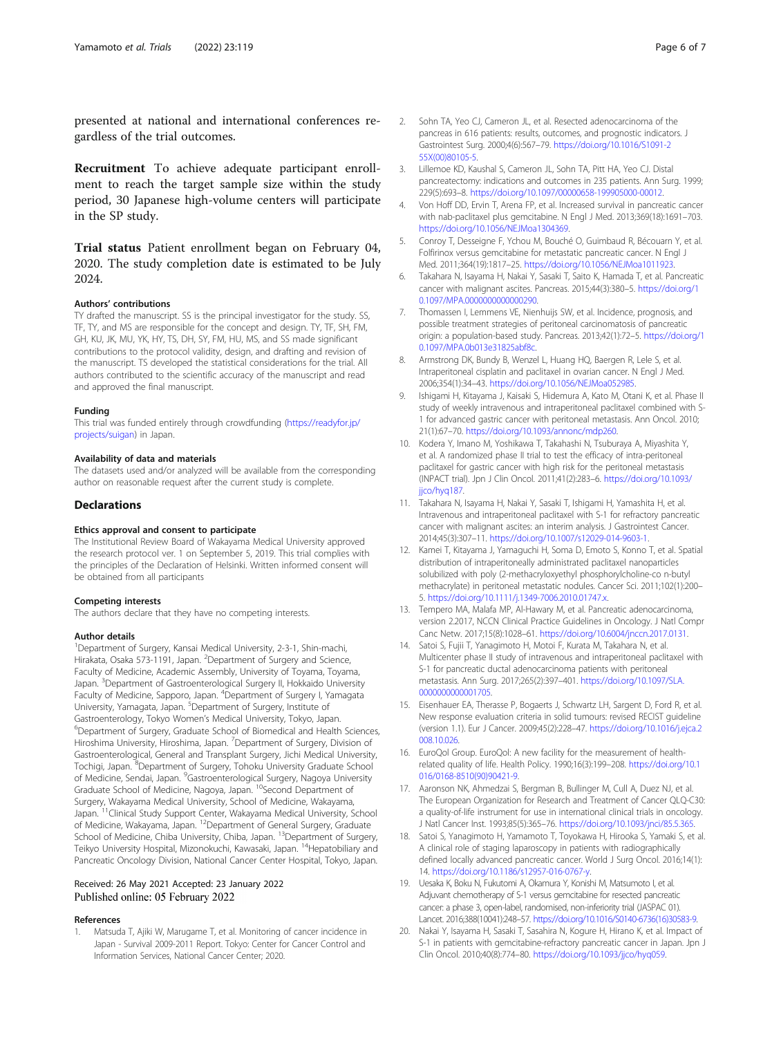presented at national and international conferences regardless of the trial outcomes.

**Recruitment** To achieve adequate participant enrollment to reach the target sample size within the study period, 30 Japanese high-volume centers will participate in the SP study.

**Trial status** Patient enrollment began on February 04, 2020. The study completion date is estimated to be July 2024.

### Authors' contributions

TY drafted the manuscript. SS is the principal investigator for the study. SS, TF, TY, and MS are responsible for the concept and design. TY, TF, SH, FM, GH, KU, JK, MU, YK, HY, TS, DH, SY, FM, HU, MS, and SS made significant contributions to the protocol validity, design, and drafting and revision of the manuscript. TS developed the statistical considerations for the trial. All authors contributed to the scientific accuracy of the manuscript and read and approved the final manuscript.

### Funding

This trial was funded entirely through crowdfunding (https://readyfor.jp/projects/suigan) in Japan.

### Availability of data and materials

The datasets used and/or analyzed will be available from the corresponding author on reasonable request after the current study is complete.

## Declarations

### Ethics approval and consent to participate

The Institutional Review Board of Wakayama Medical University approved the research protocol ver. 1 on September 5, 2019. This trial complies with the principles of the Declaration of Helsinki. Written informed consent will be obtained from all participants

### Competing interests

The authors declare that they have no competing interests.

### Author details

[1]Department of Surgery, Kansai Medical University, 2-3-1, Shin-machi, Hirakata, Osaka 573-1191, Japan. [2]Department of Surgery and Science, Faculty of Medicine, Academic Assembly, University of Toyama, Toyama, Japan. [3]Department of Gastroenterological Surgery II, Hokkaido University Faculty of Medicine, Sapporo, Japan. [4]Department of Surgery I, Yamagata University, Yamagata, Japan. [5]Department of Surgery, Institute of Gastroenterology, Tokyo Women's Medical University, Tokyo, Japan. [6]Department of Surgery, Graduate School of Biomedical and Health Sciences, Hiroshima University, Hiroshima, Japan. [7]Department of Surgery, Division of Gastroenterological, General and Transplant Surgery, Jichi Medical University, Tochigi, Japan. [8]Department of Surgery, Tohoku University Graduate School of Medicine, Sendai, Japan. [9]Gastroenterological Surgery, Nagoya University Graduate School of Medicine, Nagoya, Japan. [10]Second Department of Surgery, Wakayama Medical University, School of Medicine, Wakayama, Japan. [11]Clinical Study Support Center, Wakayama Medical University, School of Medicine, Wakayama, Japan. [12]Department of General Surgery, Graduate School of Medicine, Chiba University, Chiba, Japan. [13]Department of Surgery, Teikyo University Hospital, Mizonokuchi, Kawasaki, Japan. [14]Hepatobiliary and Pancreatic Oncology Division, National Cancer Center Hospital, Tokyo, Japan.

Received: 26 May 2021 Accepted: 23 January 2022
Published online: 05 February 2022

### References

1. Matsuda T, Ajiki W, Marugame T, et al. Monitoring of cancer incidence in Japan - Survival 2009-2011 Report. Tokyo: Center for Cancer Control and Information Services, National Cancer Center; 2020.
2. Sohn TA, Yeo CJ, Cameron JL, et al. Resected adenocarcinoma of the pancreas in 616 patients: results, outcomes, and prognostic indicators. J Gastrointest Surg. 2000;4(6):567–79. https://doi.org/10.1016/S1091-255X(00)80105-5.
3. Lillemoe KD, Kaushal S, Cameron JL, Sohn TA, Pitt HA, Yeo CJ. Distal pancreatectomy: indications and outcomes in 235 patients. Ann Surg. 1999;229(5):693–8. https://doi.org/10.1097/00000658-199905000-00012.
4. Von Hoff DD, Ervin T, Arena FP, et al. Increased survival in pancreatic cancer with nab-paclitaxel plus gemcitabine. N Engl J Med. 2013;369(18):1691–703. https://doi.org/10.1056/NEJMoa1304369.
5. Conroy T, Desseigne F, Ychou M, Bouché O, Guimbaud R, Bécouarn Y, et al. Folfirinox versus gemcitabine for metastatic pancreatic cancer. N Engl J Med. 2011;364(19):1817–25. https://doi.org/10.1056/NEJMoa1011923.
6. Takahara N, Isayama H, Nakai Y, Sasaki T, Saito K, Hamada T, et al. Pancreatic cancer with malignant ascites. Pancreas. 2015;44(3):380–5. https://doi.org/10.1097/MPA.0000000000000290.
7. Thomassen I, Lemmens VE, Nienhuijs SW, et al. Incidence, prognosis, and possible treatment strategies of peritoneal carcinomatosis of pancreatic origin: a population-based study. Pancreas. 2013;42(1):72–5. https://doi.org/10.1097/MPA.0b013e31825abf8c.
8. Armstrong DK, Bundy B, Wenzel L, Huang HQ, Baergen R, Lele S, et al. Intraperitoneal cisplatin and paclitaxel in ovarian cancer. N Engl J Med. 2006;354(1):34–43. https://doi.org/10.1056/NEJMoa052985.
9. Ishigami H, Kitayama J, Kaisaki S, Hidemura A, Kato M, Otani K, et al. Phase II study of weekly intravenous and intraperitoneal paclitaxel combined with S-1 for advanced gastric cancer with peritoneal metastasis. Ann Oncol. 2010;21(1):67–70. https://doi.org/10.1093/annonc/mdp260.
10. Kodera Y, Imano M, Yoshikawa T, Takahashi N, Tsuburaya A, Miyashita Y, et al. A randomized phase II trial to test the efficacy of intra-peritoneal paclitaxel for gastric cancer with high risk for the peritoneal metastasis (INPACT trial). Jpn J Clin Oncol. 2011;41(2):283–6. https://doi.org/10.1093/jjco/hyq187.
11. Takahara N, Isayama H, Nakai Y, Sasaki T, Ishigami H, Yamashita H, et al. Intravenous and intraperitoneal paclitaxel with S-1 for refractory pancreatic cancer with malignant ascites: an interim analysis. J Gastrointest Cancer. 2014;45(3):307–11. https://doi.org/10.1007/s12029-014-9603-1.
12. Kamei T, Kitayama J, Yamaguchi H, Soma D, Emoto S, Konno T, et al. Spatial distribution of intraperitoneally administrated paclitaxel nanoparticles solubilized with poly (2-methacryloxyethyl phosphorylcholine-co n-butyl methacrylate) in peritoneal metastatic nodules. Cancer Sci. 2011;102(1):200–5. https://doi.org/10.1111/j.1349-7006.2010.01747.x.
13. Tempero MA, Malafa MP, Al-Hawary M, et al. Pancreatic adenocarcinoma, version 2.2017, NCCN Clinical Practice Guidelines in Oncology. J Natl Compr Canc Netw. 2017;15(8):1028–61. https://doi.org/10.6004/jnccn.2017.0131.
14. Satoi S, Fujii T, Yanagimoto H, Motoi F, Kurata M, Takahara N, et al. Multicenter phase II study of intravenous and intraperitoneal paclitaxel with S-1 for pancreatic ductal adenocarcinoma patients with peritoneal metastasis. Ann Surg. 2017;265(2):397–401. https://doi.org/10.1097/SLA.0000000000001705.
15. Eisenhauer EA, Therasse P, Bogaerts J, Schwartz LH, Sargent D, Ford R, et al. New response evaluation criteria in solid tumours: revised RECIST guideline (version 1.1). Eur J Cancer. 2009;45(2):228–47. https://doi.org/10.1016/j.ejca.2008.10.026.
16. EuroQol Group. EuroQol: A new facility for the measurement of health-related quality of life. Health Policy. 1990;16(3):199–208. https://doi.org/10.1016/0168-8510(90)90421-9.
17. Aaronson NK, Ahmedzai S, Bergman B, Bullinger M, Cull A, Duez NJ, et al. The European Organization for Research and Treatment of Cancer QLQ-C30: a quality-of-life instrument for use in international clinical trials in oncology. J Natl Cancer Inst. 1993;85(5):365–76. https://doi.org/10.1093/jnci/85.5.365.
18. Satoi S, Yanagimoto H, Yamamoto T, Toyokawa H, Hirooka S, Yamaki S, et al. A clinical role of staging laparoscopy in patients with radiographically defined locally advanced pancreatic cancer. World J Surg Oncol. 2016;14(1):14. https://doi.org/10.1186/s12957-016-0767-y.
19. Uesaka K, Boku N, Fukutomi A, Okamura Y, Konishi M, Matsumoto I, et al. Adjuvant chemotherapy of S-1 versus gemcitabine for resected pancreatic cancer: a phase 3, open-label, randomised, non-inferiority trial (JASPAC 01). Lancet. 2016;388(10041):248–57. https://doi.org/10.1016/S0140-6736(16)30583-9.
20. Nakai Y, Isayama H, Sasaki T, Sasahira N, Kogure H, Hirano K, et al. Impact of S-1 in patients with gemcitabine-refractory pancreatic cancer in Japan. Jpn J Clin Oncol. 2010;40(8):774–80. https://doi.org/10.1093/jjco/hyq059.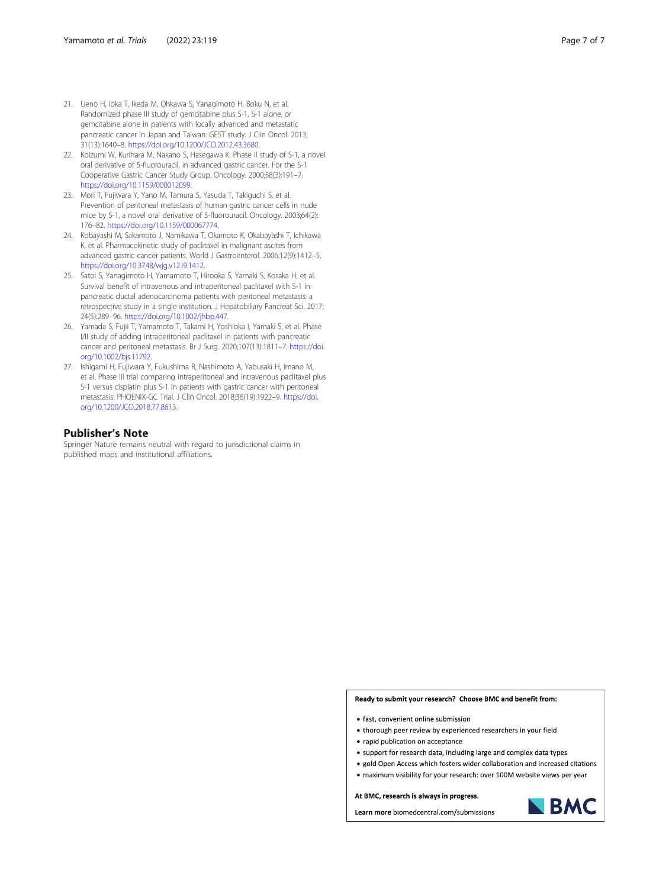21. Ueno H, Ioka T, Ikeda M, Ohkawa S, Yanagimoto H, Boku N, et al. Randomized phase III study of gemcitabine plus S-1, S-1 alone, or gemcitabine alone in patients with locally advanced and metastatic pancreatic cancer in Japan and Taiwan: GEST study. J Clin Oncol. 2013; 31(13):1640–8. https://doi.org/10.1200/JCO.2012.43.3680.
22. Koizumi W, Kurihara M, Nakano S, Hasegawa K. Phase II study of S-1, a novel oral derivative of 5-fluorouracil, in advanced gastric cancer. For the S-1 Cooperative Gastric Cancer Study Group. Oncology. 2000;58(3):191–7. https://doi.org/10.1159/000012099.
23. Mori T, Fujiwara Y, Yano M, Tamura S, Yasuda T, Takiguchi S, et al. Prevention of peritoneal metastasis of human gastric cancer cells in nude mice by S-1, a novel oral derivative of 5-fluorouracil. Oncology. 2003;64(2): 176–82. https://doi.org/10.1159/000067774.
24. Kobayashi M, Sakamoto J, Namikawa T, Okamoto K, Okabayashi T, Ichikawa K, et al. Pharmacokinetic study of paclitaxel in malignant ascites from advanced gastric cancer patients. World J Gastroenterol. 2006;12(9):1412–5. https://doi.org/10.3748/wjg.v12.i9.1412.
25. Satoi S, Yanagimoto H, Yamamoto T, Hirooka S, Yamaki S, Kosaka H, et al. Survival benefit of intravenous and intraperitoneal paclitaxel with S-1 in pancreatic ductal adenocarcinoma patients with peritoneal metastasis: a retrospective study in a single institution. J Hepatobiliary Pancreat Sci. 2017; 24(5):289–96. https://doi.org/10.1002/jhbp.447.
26. Yamada S, Fujii T, Yamamoto T, Takami H, Yoshioka I, Yamaki S, et al. Phase I/II study of adding intraperitoneal paclitaxel in patients with pancreatic cancer and peritoneal metastasis. Br J Surg. 2020;107(13):1811–7. https://doi.org/10.1002/bjs.11792.
27. Ishigami H, Fujiwara Y, Fukushima R, Nashimoto A, Yabusaki H, Imano M, et al. Phase III trial comparing intraperitoneal and intravenous paclitaxel plus S-1 versus cisplatin plus S-1 in patients with gastric cancer with peritoneal metastasis: PHOENIX-GC Trial. J Clin Oncol. 2018;36(19):1922–9. https://doi.org/10.1200/JCO.2018.77.8613.

## Publisher's Note

Springer Nature remains neutral with regard to jurisdictional claims in published maps and institutional affiliations.

**Ready to submit your research? Choose BMC and benefit from:**

- fast, convenient online submission
- thorough peer review by experienced researchers in your field
- rapid publication on acceptance
- support for research data, including large and complex data types
- gold Open Access which fosters wider collaboration and increased citations
- maximum visibility for your research: over 100M website views per year

**At BMC, research is always in progress.**

**Learn more** biomedcentral.com/submissions

BMC